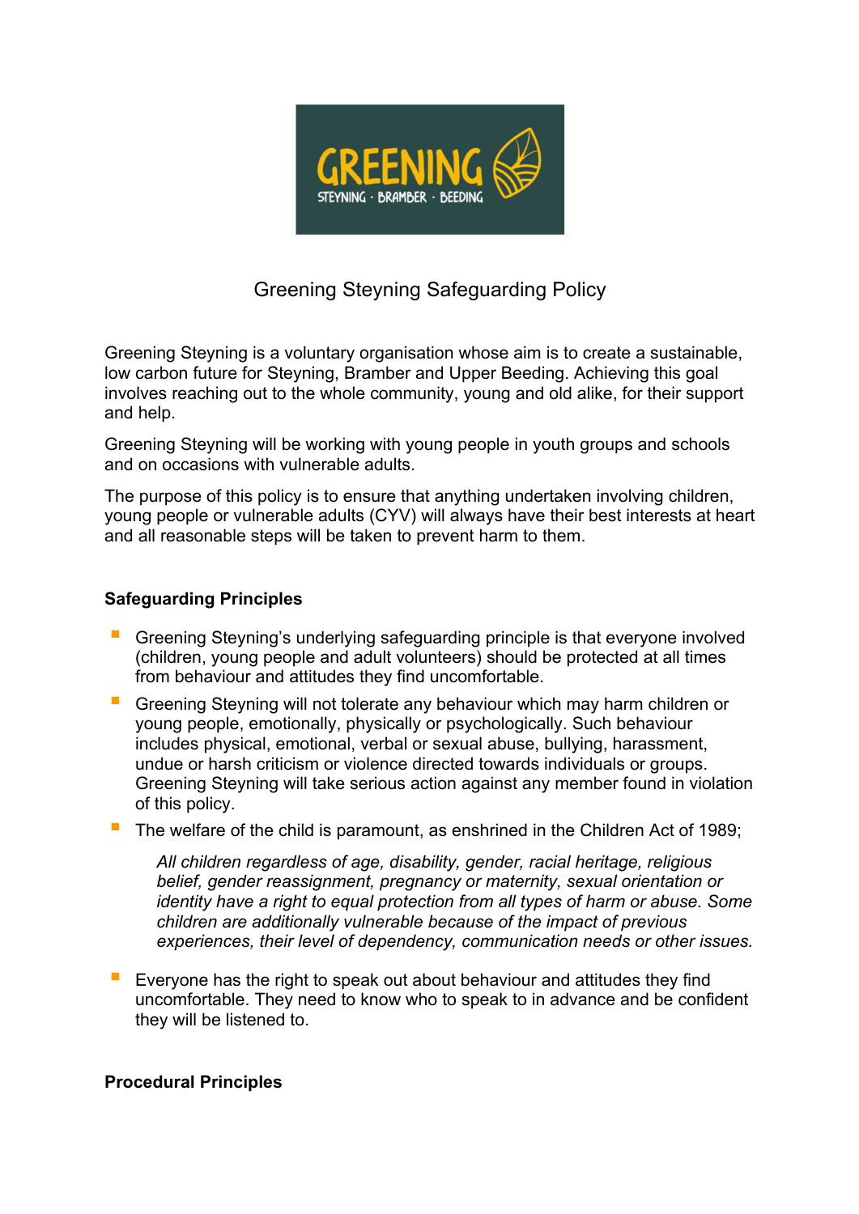# Greening Steyning Safeguarding Policy

Greening Steyning is a voluntary organisation whose aim is to create a sustainable, low carbon future for Steyning, Bramber and Upper Beeding. Achieving this goal involves reaching out to the whole community, young and old alike, for their support and help.

Greening Steyning will be working with young people in youth groups and schools and on occasions with vulnerable adults.

The purpose of this policy is to ensure that anything undertaken involving children, young people or vulnerable adults (CYV) will always have their best interests at heart and all reasonable steps will be taken to prevent harm to them.

## Safeguarding Principles

- Greening Steyning's underlying safeguarding principle is that everyone involved (children, young people and adult volunteers) should be protected at all times from behaviour and attitudes they find uncomfortable.
- Greening Steyning will not tolerate any behaviour which may harm children or young people, emotionally, physically or psychologically. Such behaviour includes physical, emotional, verbal or sexual abuse, bullying, harassment, undue or harsh criticism or violence directed towards individuals or groups. Greening Steyning will take serious action against any member found in violation of this policy.
- The welfare of the child is paramount, as enshrined in the Children Act of 1989;

  *All children regardless of age, disability, gender, racial heritage, religious belief, gender reassignment, pregnancy or maternity, sexual orientation or identity have a right to equal protection from all types of harm or abuse. Some children are additionally vulnerable because of the impact of previous experiences, their level of dependency, communication needs or other issues.*

- Everyone has the right to speak out about behaviour and attitudes they find uncomfortable. They need to know who to speak to in advance and be confident they will be listened to.

## Procedural Principles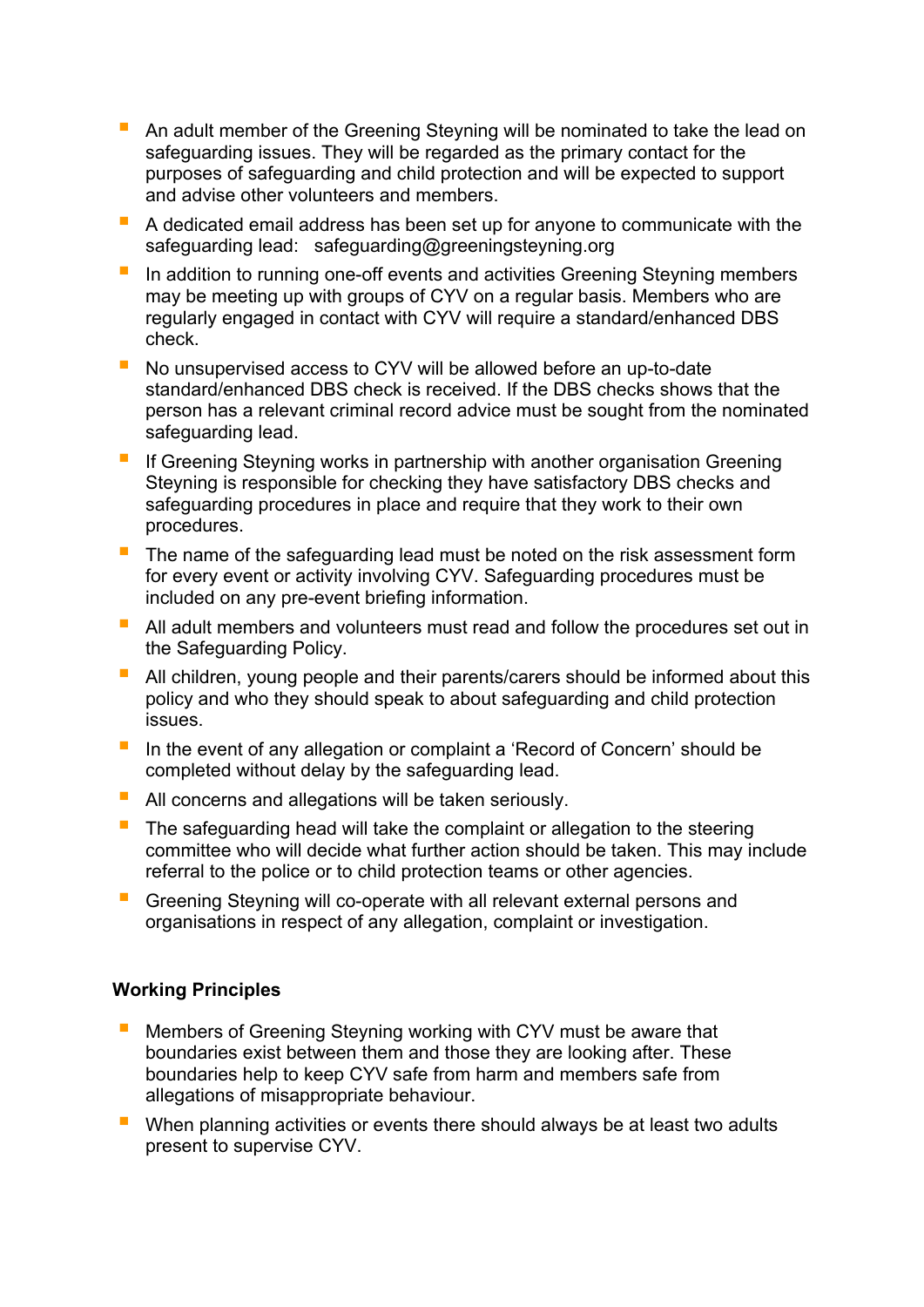- An adult member of the Greening Steyning will be nominated to take the lead on safeguarding issues. They will be regarded as the primary contact for the purposes of safeguarding and child protection and will be expected to support and advise other volunteers and members.
- A dedicated email address has been set up for anyone to communicate with the safeguarding lead: safeguarding@greeningsteyning.org
- In addition to running one-off events and activities Greening Steyning members may be meeting up with groups of CYV on a regular basis. Members who are regularly engaged in contact with CYV will require a standard/enhanced DBS check.
- No unsupervised access to CYV will be allowed before an up-to-date standard/enhanced DBS check is received. If the DBS checks shows that the person has a relevant criminal record advice must be sought from the nominated safeguarding lead.
- If Greening Steyning works in partnership with another organisation Greening Steyning is responsible for checking they have satisfactory DBS checks and safeguarding procedures in place and require that they work to their own procedures.
- The name of the safeguarding lead must be noted on the risk assessment form for every event or activity involving CYV. Safeguarding procedures must be included on any pre-event briefing information.
- All adult members and volunteers must read and follow the procedures set out in the Safeguarding Policy.
- All children, young people and their parents/carers should be informed about this policy and who they should speak to about safeguarding and child protection issues.
- In the event of any allegation or complaint a 'Record of Concern' should be completed without delay by the safeguarding lead.
- All concerns and allegations will be taken seriously.
- The safeguarding head will take the complaint or allegation to the steering committee who will decide what further action should be taken. This may include referral to the police or to child protection teams or other agencies.
- Greening Steyning will co-operate with all relevant external persons and organisations in respect of any allegation, complaint or investigation.

**Working Principles**

- Members of Greening Steyning working with CYV must be aware that boundaries exist between them and those they are looking after. These boundaries help to keep CYV safe from harm and members safe from allegations of misappropriate behaviour.
- When planning activities or events there should always be at least two adults present to supervise CYV.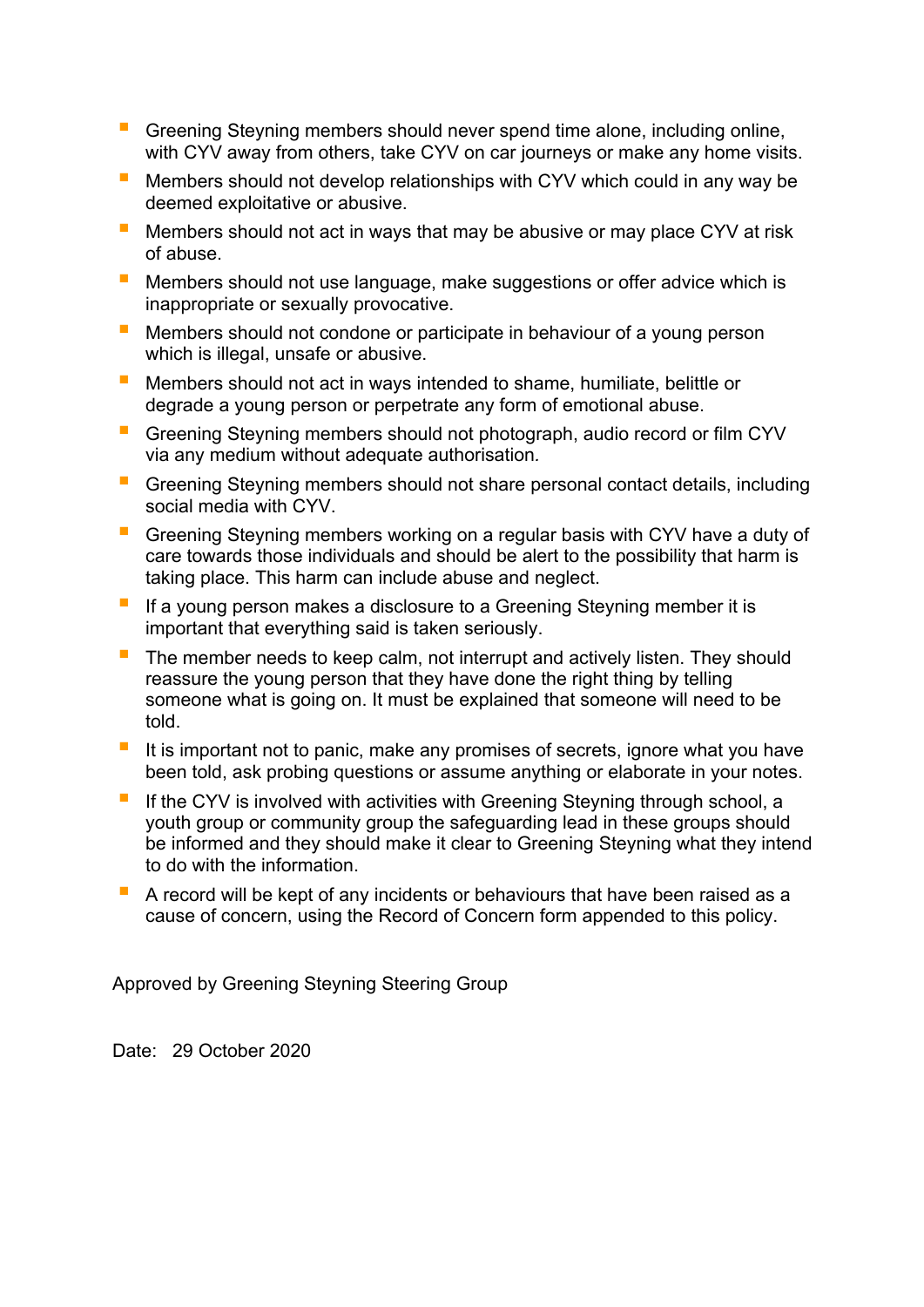- Greening Steyning members should never spend time alone, including online, with CYV away from others, take CYV on car journeys or make any home visits.
- Members should not develop relationships with CYV which could in any way be deemed exploitative or abusive.
- Members should not act in ways that may be abusive or may place CYV at risk of abuse.
- Members should not use language, make suggestions or offer advice which is inappropriate or sexually provocative.
- Members should not condone or participate in behaviour of a young person which is illegal, unsafe or abusive.
- Members should not act in ways intended to shame, humiliate, belittle or degrade a young person or perpetrate any form of emotional abuse.
- Greening Steyning members should not photograph, audio record or film CYV via any medium without adequate authorisation.
- Greening Steyning members should not share personal contact details, including social media with CYV.
- Greening Steyning members working on a regular basis with CYV have a duty of care towards those individuals and should be alert to the possibility that harm is taking place. This harm can include abuse and neglect.
- If a young person makes a disclosure to a Greening Steyning member it is important that everything said is taken seriously.
- The member needs to keep calm, not interrupt and actively listen. They should reassure the young person that they have done the right thing by telling someone what is going on. It must be explained that someone will need to be told.
- It is important not to panic, make any promises of secrets, ignore what you have been told, ask probing questions or assume anything or elaborate in your notes.
- If the CYV is involved with activities with Greening Steyning through school, a youth group or community group the safeguarding lead in these groups should be informed and they should make it clear to Greening Steyning what they intend to do with the information.
- A record will be kept of any incidents or behaviours that have been raised as a cause of concern, using the Record of Concern form appended to this policy.

Approved by Greening Steyning Steering Group

Date: 29 October 2020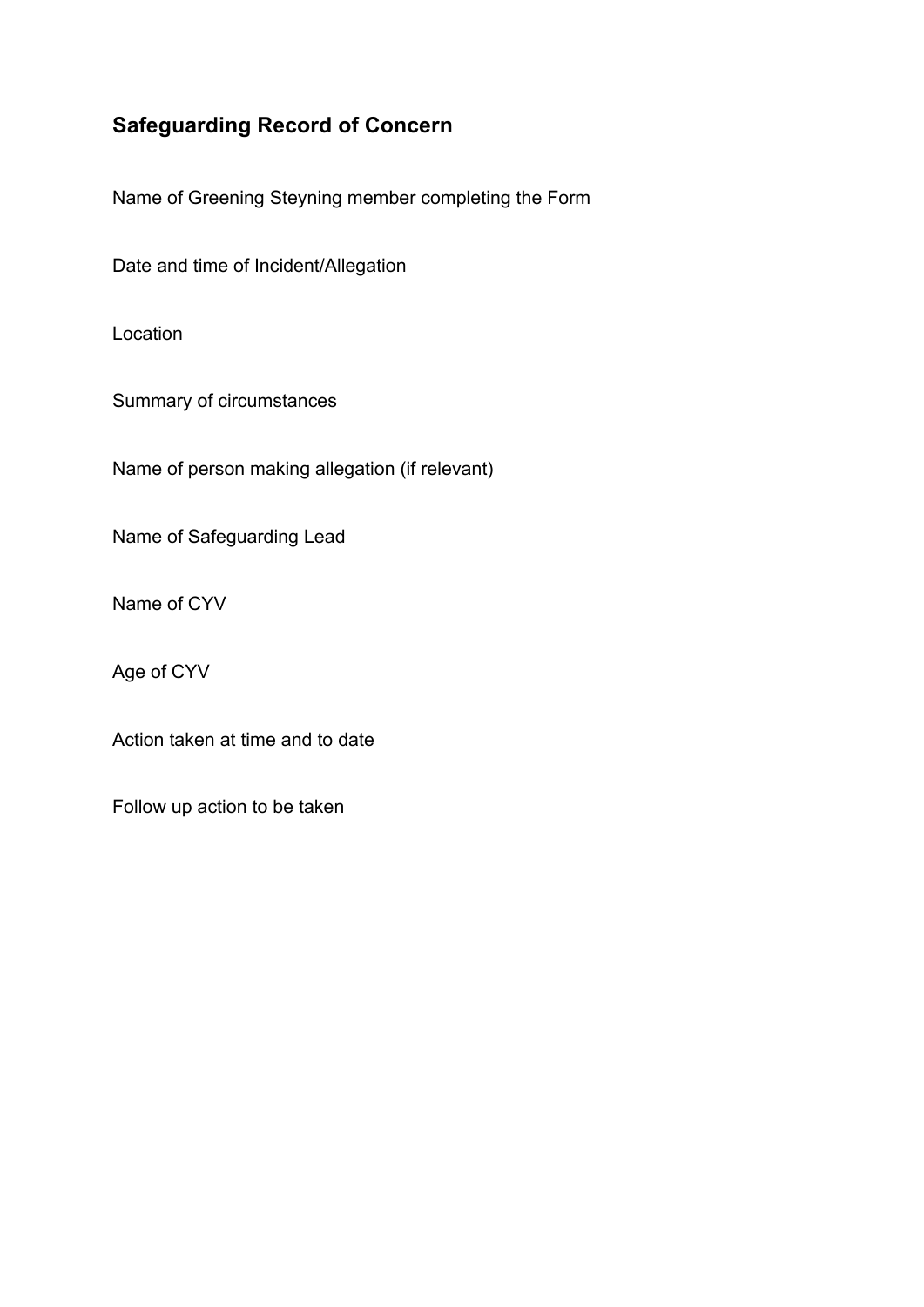## Safeguarding Record of Concern

Name of Greening Steyning member completing the Form

Date and time of Incident/Allegation

Location

Summary of circumstances

Name of person making allegation (if relevant)

Name of Safeguarding Lead

Name of CYV

Age of CYV

Action taken at time and to date

Follow up action to be taken